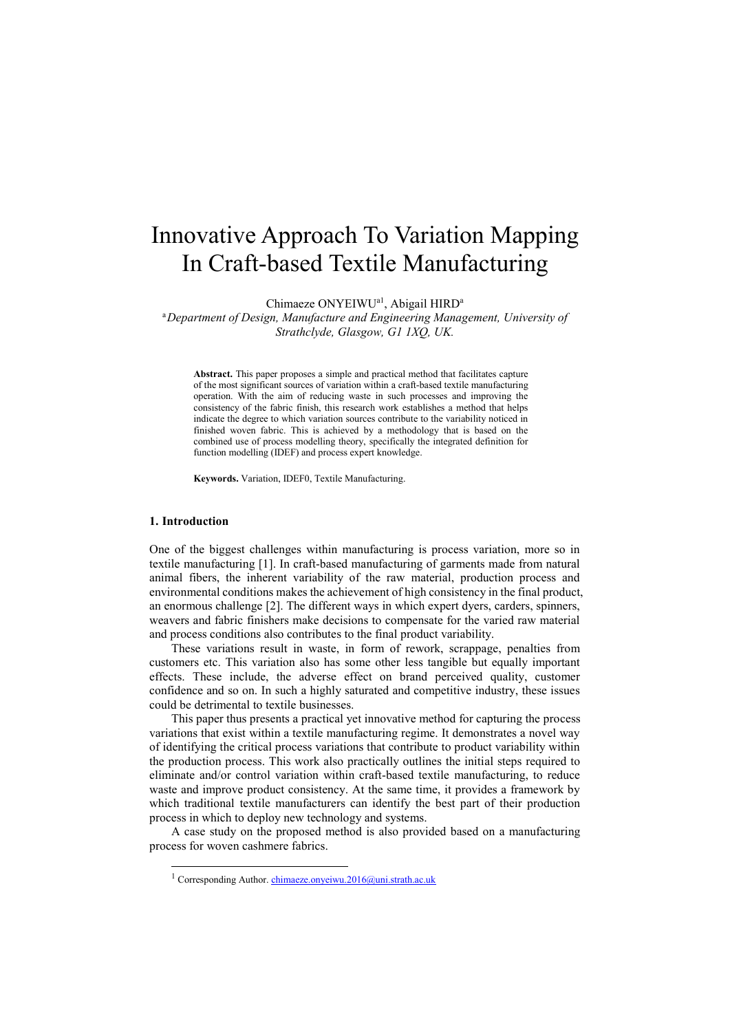# Innovative Approach To Variation Mapping In Craft-based Textile Manufacturing

Chimaeze ONYEIWU[a1], Abigail HIRD[a]

[a] *Department of Design, Manufacture and Engineering Management, University of Strathclyde, Glasgow, G1 1XQ, UK.*

**Abstract.** This paper proposes a simple and practical method that facilitates capture of the most significant sources of variation within a craft-based textile manufacturing operation. With the aim of reducing waste in such processes and improving the consistency of the fabric finish, this research work establishes a method that helps indicate the degree to which variation sources contribute to the variability noticed in finished woven fabric. This is achieved by a methodology that is based on the combined use of process modelling theory, specifically the integrated definition for function modelling (IDEF) and process expert knowledge.

**Keywords.** Variation, IDEF0, Textile Manufacturing.

## 1. Introduction

One of the biggest challenges within manufacturing is process variation, more so in textile manufacturing [1]. In craft-based manufacturing of garments made from natural animal fibers, the inherent variability of the raw material, production process and environmental conditions makes the achievement of high consistency in the final product, an enormous challenge [2]. The different ways in which expert dyers, carders, spinners, weavers and fabric finishers make decisions to compensate for the varied raw material and process conditions also contributes to the final product variability.

These variations result in waste, in form of rework, scrappage, penalties from customers etc. This variation also has some other less tangible but equally important effects. These include, the adverse effect on brand perceived quality, customer confidence and so on. In such a highly saturated and competitive industry, these issues could be detrimental to textile businesses.

This paper thus presents a practical yet innovative method for capturing the process variations that exist within a textile manufacturing regime. It demonstrates a novel way of identifying the critical process variations that contribute to product variability within the production process. This work also practically outlines the initial steps required to eliminate and/or control variation within craft-based textile manufacturing, to reduce waste and improve product consistency. At the same time, it provides a framework by which traditional textile manufacturers can identify the best part of their production process in which to deploy new technology and systems.

A case study on the proposed method is also provided based on a manufacturing process for woven cashmere fabrics.

[1] Corresponding Author. chimaeze.onyeiwu.2016@uni.strath.ac.uk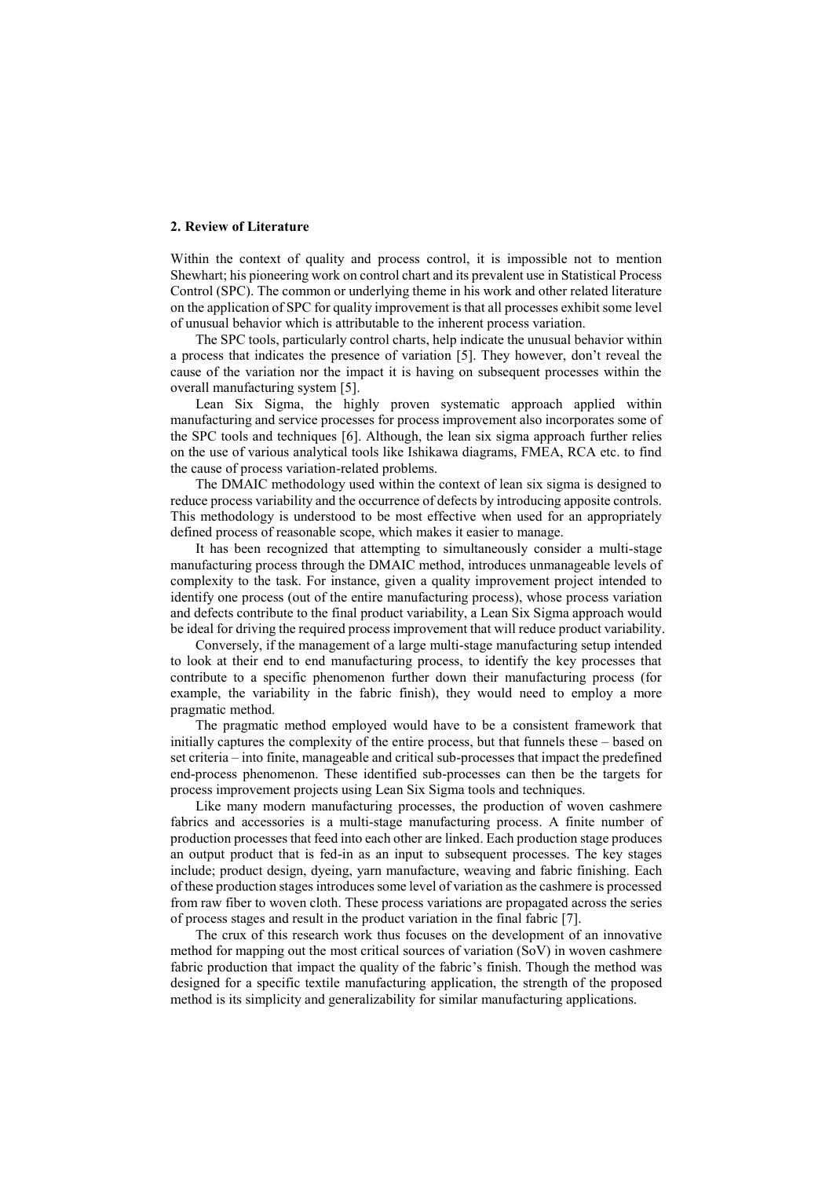## 2. Review of Literature

Within the context of quality and process control, it is impossible not to mention Shewhart; his pioneering work on control chart and its prevalent use in Statistical Process Control (SPC). The common or underlying theme in his work and other related literature on the application of SPC for quality improvement is that all processes exhibit some level of unusual behavior which is attributable to the inherent process variation.

The SPC tools, particularly control charts, help indicate the unusual behavior within a process that indicates the presence of variation [5]. They however, don't reveal the cause of the variation nor the impact it is having on subsequent processes within the overall manufacturing system [5].

Lean Six Sigma, the highly proven systematic approach applied within manufacturing and service processes for process improvement also incorporates some of the SPC tools and techniques [6]. Although, the lean six sigma approach further relies on the use of various analytical tools like Ishikawa diagrams, FMEA, RCA etc. to find the cause of process variation-related problems.

The DMAIC methodology used within the context of lean six sigma is designed to reduce process variability and the occurrence of defects by introducing apposite controls. This methodology is understood to be most effective when used for an appropriately defined process of reasonable scope, which makes it easier to manage.

It has been recognized that attempting to simultaneously consider a multi-stage manufacturing process through the DMAIC method, introduces unmanageable levels of complexity to the task. For instance, given a quality improvement project intended to identify one process (out of the entire manufacturing process), whose process variation and defects contribute to the final product variability, a Lean Six Sigma approach would be ideal for driving the required process improvement that will reduce product variability.

Conversely, if the management of a large multi-stage manufacturing setup intended to look at their end to end manufacturing process, to identify the key processes that contribute to a specific phenomenon further down their manufacturing process (for example, the variability in the fabric finish), they would need to employ a more pragmatic method.

The pragmatic method employed would have to be a consistent framework that initially captures the complexity of the entire process, but that funnels these – based on set criteria – into finite, manageable and critical sub-processes that impact the predefined end-process phenomenon. These identified sub-processes can then be the targets for process improvement projects using Lean Six Sigma tools and techniques.

Like many modern manufacturing processes, the production of woven cashmere fabrics and accessories is a multi-stage manufacturing process. A finite number of production processes that feed into each other are linked. Each production stage produces an output product that is fed-in as an input to subsequent processes. The key stages include; product design, dyeing, yarn manufacture, weaving and fabric finishing. Each of these production stages introduces some level of variation as the cashmere is processed from raw fiber to woven cloth. These process variations are propagated across the series of process stages and result in the product variation in the final fabric [7].

The crux of this research work thus focuses on the development of an innovative method for mapping out the most critical sources of variation (SoV) in woven cashmere fabric production that impact the quality of the fabric's finish. Though the method was designed for a specific textile manufacturing application, the strength of the proposed method is its simplicity and generalizability for similar manufacturing applications.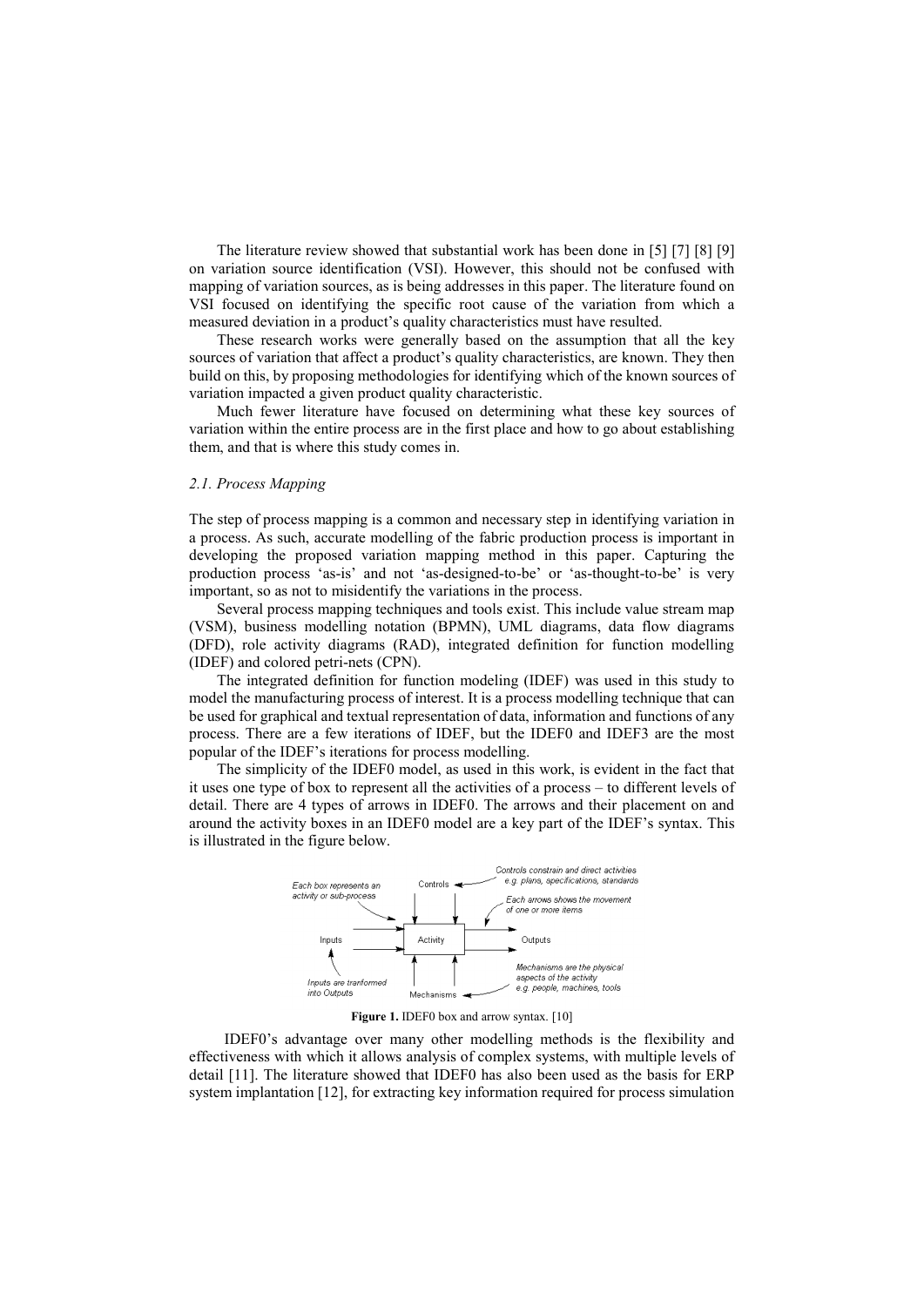The literature review showed that substantial work has been done in [5] [7] [8] [9] on variation source identification (VSI). However, this should not be confused with mapping of variation sources, as is being addresses in this paper. The literature found on VSI focused on identifying the specific root cause of the variation from which a measured deviation in a product's quality characteristics must have resulted.

These research works were generally based on the assumption that all the key sources of variation that affect a product's quality characteristics, are known. They then build on this, by proposing methodologies for identifying which of the known sources of variation impacted a given product quality characteristic.

Much fewer literature have focused on determining what these key sources of variation within the entire process are in the first place and how to go about establishing them, and that is where this study comes in.

### *2.1. Process Mapping*

The step of process mapping is a common and necessary step in identifying variation in a process. As such, accurate modelling of the fabric production process is important in developing the proposed variation mapping method in this paper. Capturing the production process 'as-is' and not 'as-designed-to-be' or 'as-thought-to-be' is very important, so as not to misidentify the variations in the process.

Several process mapping techniques and tools exist. This include value stream map (VSM), business modelling notation (BPMN), UML diagrams, data flow diagrams (DFD), role activity diagrams (RAD), integrated definition for function modelling (IDEF) and colored petri-nets (CPN).

The integrated definition for function modeling (IDEF) was used in this study to model the manufacturing process of interest. It is a process modelling technique that can be used for graphical and textual representation of data, information and functions of any process. There are a few iterations of IDEF, but the IDEF0 and IDEF3 are the most popular of the IDEF's iterations for process modelling.

The simplicity of the IDEF0 model, as used in this work, is evident in the fact that it uses one type of box to represent all the activities of a process – to different levels of detail. There are 4 types of arrows in IDEF0. The arrows and their placement on and around the activity boxes in an IDEF0 model are a key part of the IDEF's syntax. This is illustrated in the figure below.

**Figure 1.** IDEF0 box and arrow syntax. [10]

IDEF0's advantage over many other modelling methods is the flexibility and effectiveness with which it allows analysis of complex systems, with multiple levels of detail [11]. The literature showed that IDEF0 has also been used as the basis for ERP system implantation [12], for extracting key information required for process simulation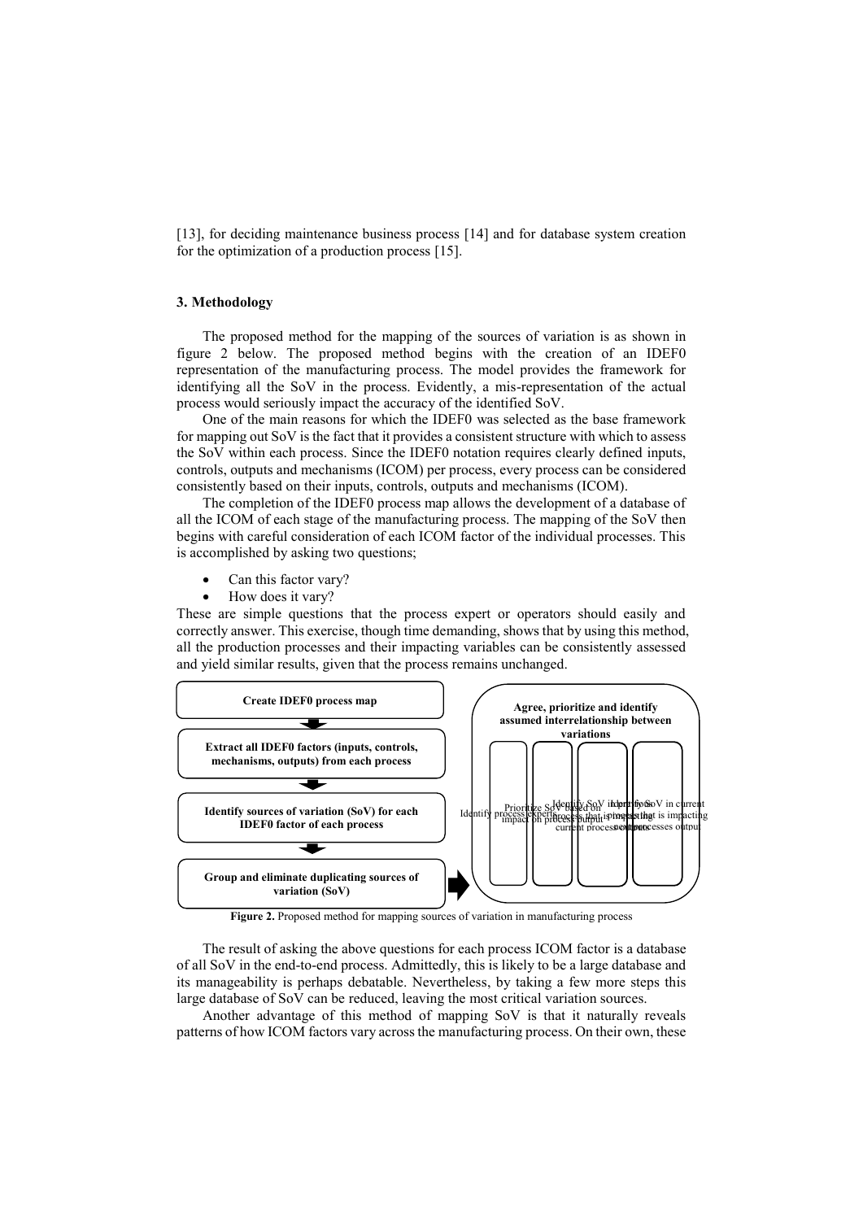[13], for deciding maintenance business process [14] and for database system creation for the optimization of a production process [15].

## 3. Methodology

The proposed method for the mapping of the sources of variation is as shown in figure 2 below. The proposed method begins with the creation of an IDEF0 representation of the manufacturing process. The model provides the framework for identifying all the SoV in the process. Evidently, a mis-representation of the actual process would seriously impact the accuracy of the identified SoV.

One of the main reasons for which the IDEF0 was selected as the base framework for mapping out SoV is the fact that it provides a consistent structure with which to assess the SoV within each process. Since the IDEF0 notation requires clearly defined inputs, controls, outputs and mechanisms (ICOM) per process, every process can be considered consistently based on their inputs, controls, outputs and mechanisms (ICOM).

The completion of the IDEF0 process map allows the development of a database of all the ICOM of each stage of the manufacturing process. The mapping of the SoV then begins with careful consideration of each ICOM factor of the individual processes. This is accomplished by asking two questions;

- Can this factor vary?
- How does it vary?

These are simple questions that the process expert or operators should easily and correctly answer. This exercise, though time demanding, shows that by using this method, all the production processes and their impacting variables can be consistently assessed and yield similar results, given that the process remains unchanged.

**Create IDEF0 process map**

**Extract all IDEF0 factors (inputs, controls, mechanisms, outputs) from each process**

**Identify sources of variation (SoV) for each IDEF0 factor of each process**

**Group and eliminate duplicating sources of variation (SoV)**

**Agree, prioritize and identify assumed interrelationship between variations**

Identify process experts | Prioritize SoV based on impact on process output | Identify SoV in process that is impacting current process outputs | Identify SoV in current process that is impacting next processes output

**Figure 2.** Proposed method for mapping sources of variation in manufacturing process

The result of asking the above questions for each process ICOM factor is a database of all SoV in the end-to-end process. Admittedly, this is likely to be a large database and its manageability is perhaps debatable. Nevertheless, by taking a few more steps this large database of SoV can be reduced, leaving the most critical variation sources.

Another advantage of this method of mapping SoV is that it naturally reveals patterns of how ICOM factors vary across the manufacturing process. On their own, these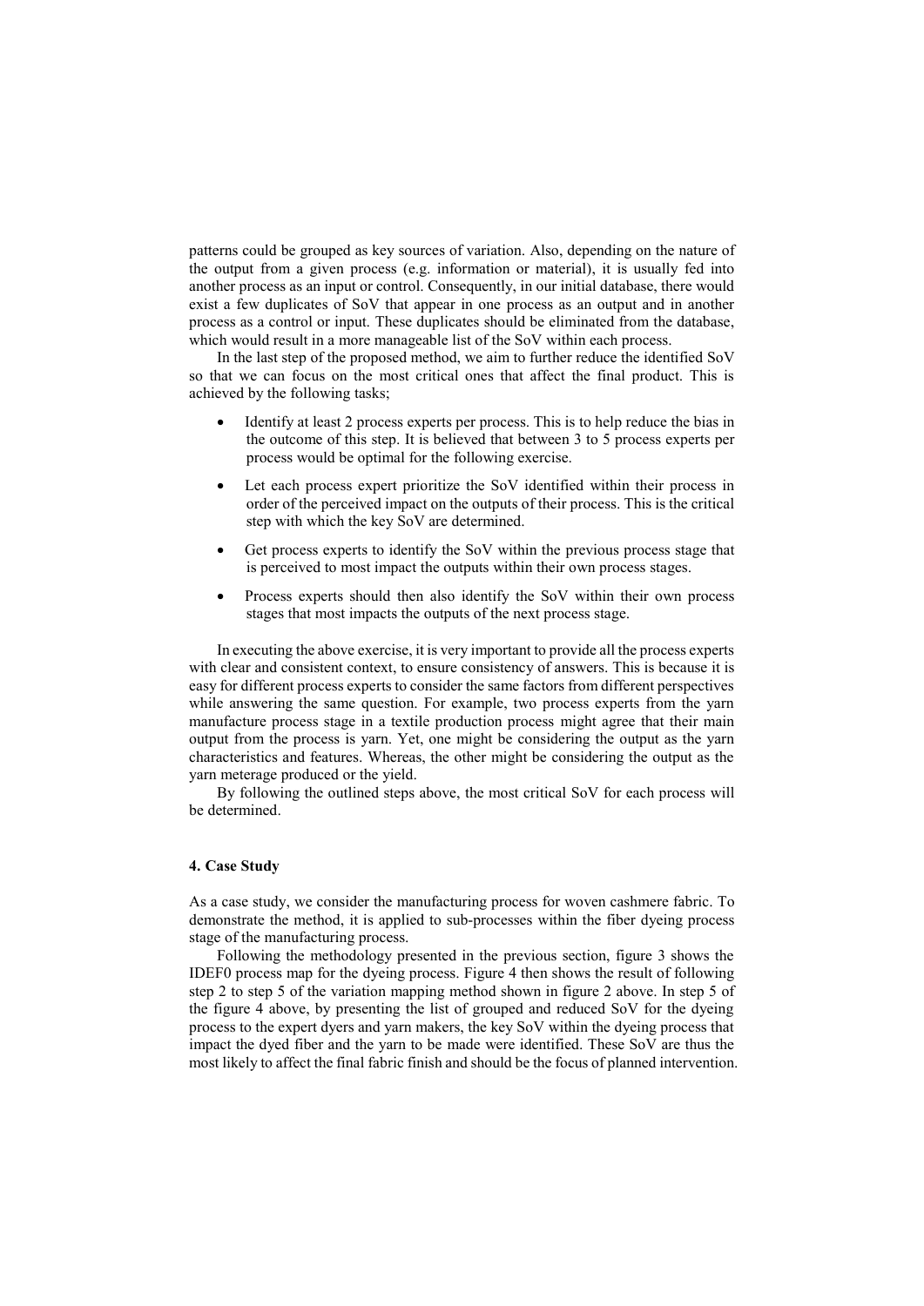patterns could be grouped as key sources of variation. Also, depending on the nature of the output from a given process (e.g. information or material), it is usually fed into another process as an input or control. Consequently, in our initial database, there would exist a few duplicates of SoV that appear in one process as an output and in another process as a control or input. These duplicates should be eliminated from the database, which would result in a more manageable list of the SoV within each process.

In the last step of the proposed method, we aim to further reduce the identified SoV so that we can focus on the most critical ones that affect the final product. This is achieved by the following tasks;

- Identify at least 2 process experts per process. This is to help reduce the bias in the outcome of this step. It is believed that between 3 to 5 process experts per process would be optimal for the following exercise.
- Let each process expert prioritize the SoV identified within their process in order of the perceived impact on the outputs of their process. This is the critical step with which the key SoV are determined.
- Get process experts to identify the SoV within the previous process stage that is perceived to most impact the outputs within their own process stages.
- Process experts should then also identify the SoV within their own process stages that most impacts the outputs of the next process stage.

In executing the above exercise, it is very important to provide all the process experts with clear and consistent context, to ensure consistency of answers. This is because it is easy for different process experts to consider the same factors from different perspectives while answering the same question. For example, two process experts from the yarn manufacture process stage in a textile production process might agree that their main output from the process is yarn. Yet, one might be considering the output as the yarn characteristics and features. Whereas, the other might be considering the output as the yarn meterage produced or the yield.

By following the outlined steps above, the most critical SoV for each process will be determined.

## 4. Case Study

As a case study, we consider the manufacturing process for woven cashmere fabric. To demonstrate the method, it is applied to sub-processes within the fiber dyeing process stage of the manufacturing process.

Following the methodology presented in the previous section, figure 3 shows the IDEF0 process map for the dyeing process. Figure 4 then shows the result of following step 2 to step 5 of the variation mapping method shown in figure 2 above. In step 5 of the figure 4 above, by presenting the list of grouped and reduced SoV for the dyeing process to the expert dyers and yarn makers, the key SoV within the dyeing process that impact the dyed fiber and the yarn to be made were identified. These SoV are thus the most likely to affect the final fabric finish and should be the focus of planned intervention.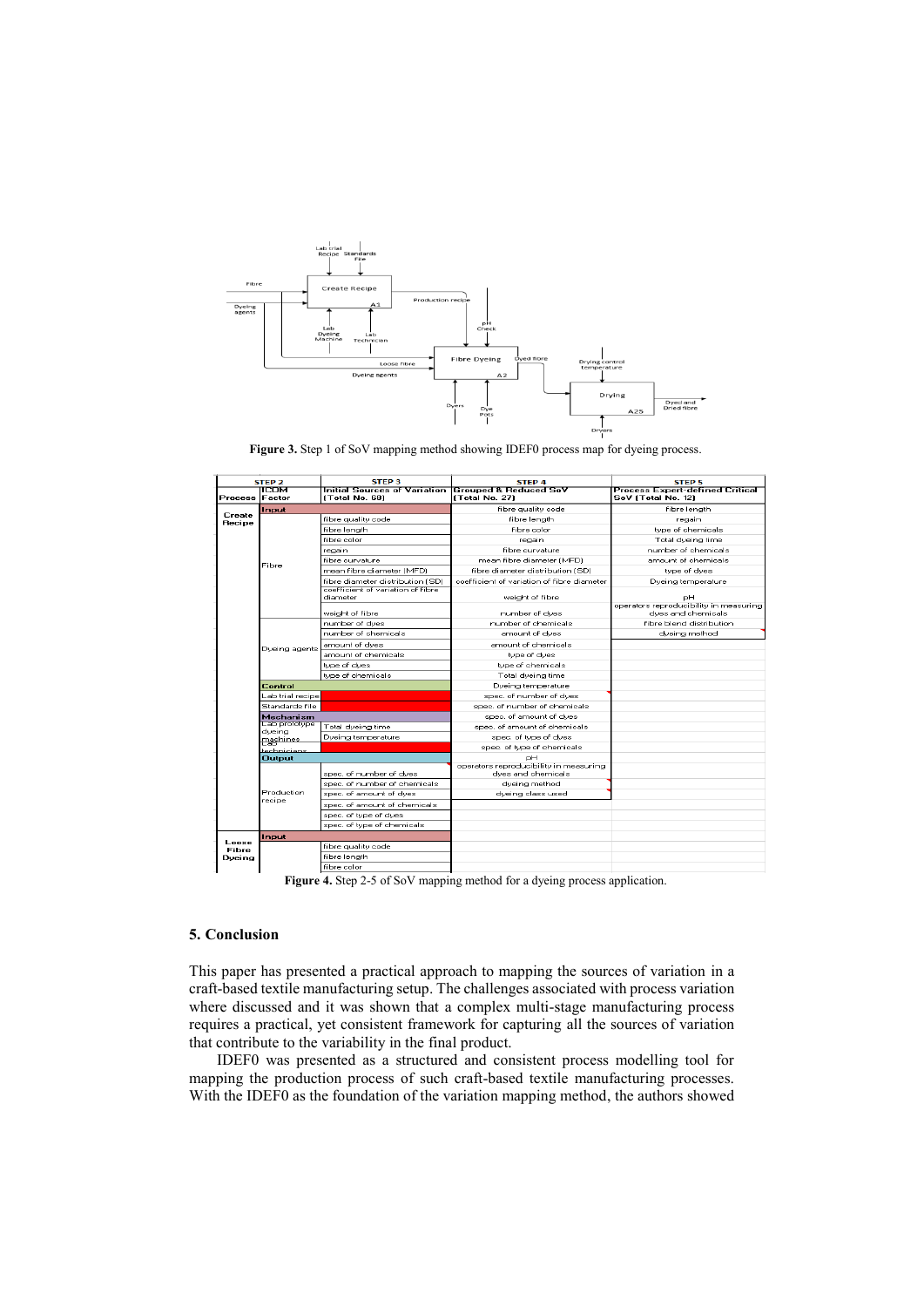**Figure 3.** Step 1 of SoV mapping method showing IDEF0 process map for dyeing process.

| STEP 2 | | STEP 3 | STEP 4 | STEP 5 |
|---|---|---|---|---|
| Process | ICOM Factor | Initial Sources of Variation (Total No. 69) | Grouped & Reduced SoV (Total No. 27) | Process Expert-defined Critical SoV (Total No. 12) |
| Create Recipe | Input | | fibre quality code | fibre length |
| | Fibre | fibre quality code | fibre length | regain |
| | | fibre length | fibre color | type of chemicals |
| | | fibre color | regain | Total dyeing time |
| | | regain | fibre curvature | number of chemicals |
| | | fibre curvature | mean fibre diameter (MFD) | amount of chemicals |
| | | mean fibre diameter (MFD) | fibre diameter distribution (SD) | type of dyes |
| | | fibre diameter distribution (SD) | coefficient of variation of fibre diameter | Dyeing temperature |
| | | coefficient of variation of fibre diameter | weight of fibre | pH |
| | | weight of fibre | number of dyes | operators reproducibility in measuring dyes and chemicals |
| | Dyeing agents | number of dyes | number of chemicals | fibre blend distribution |
| | | number of chemicals | amount of dyes | dyeing method |
| | | amount of dyes | amount of chemicals | |
| | | amount of chemicals | type of dyes | |
| | | type of dyes | type of chemicals | |
| | | type of chemicals | Total dyeing time | |
| | Control | | Dyeing temperature | |
| | Lab trial recipe | | spec. of number of dyes | |
| | Standards file | | spec. of number of chemicals | |
| | Mechanism | | spec. of amount of dyes | |
| | Lab prototype dyeing machines | Total dyeing time | spec. of amount of chemicals | |
| | | Dyeing temperature | spec. of type of dyes | |
| | Lab technicians | | spec. of type of chemicals | |
| | Output | | pH | |
| | Production recipe | spec. of number of dyes | operators reproducibility in measuring dyes and chemicals | |
| | | spec. of number of chemicals | dyeing method | |
| | | spec. of amount of dyes | dyeing class used | |
| | | spec. of amount of chemicals | | |
| | | spec. of type of dyes | | |
| | | spec. of type of chemicals | | |
| Loose Fibre Dyeing | Input | | | |
| | | fibre quality code | | |
| | | fibre length | | |
| | | fibre color | | |

**Figure 4.** Step 2-5 of SoV mapping method for a dyeing process application.

## 5. Conclusion

This paper has presented a practical approach to mapping the sources of variation in a craft-based textile manufacturing setup. The challenges associated with process variation where discussed and it was shown that a complex multi-stage manufacturing process requires a practical, yet consistent framework for capturing all the sources of variation that contribute to the variability in the final product.

IDEF0 was presented as a structured and consistent process modelling tool for mapping the production process of such craft-based textile manufacturing processes. With the IDEF0 as the foundation of the variation mapping method, the authors showed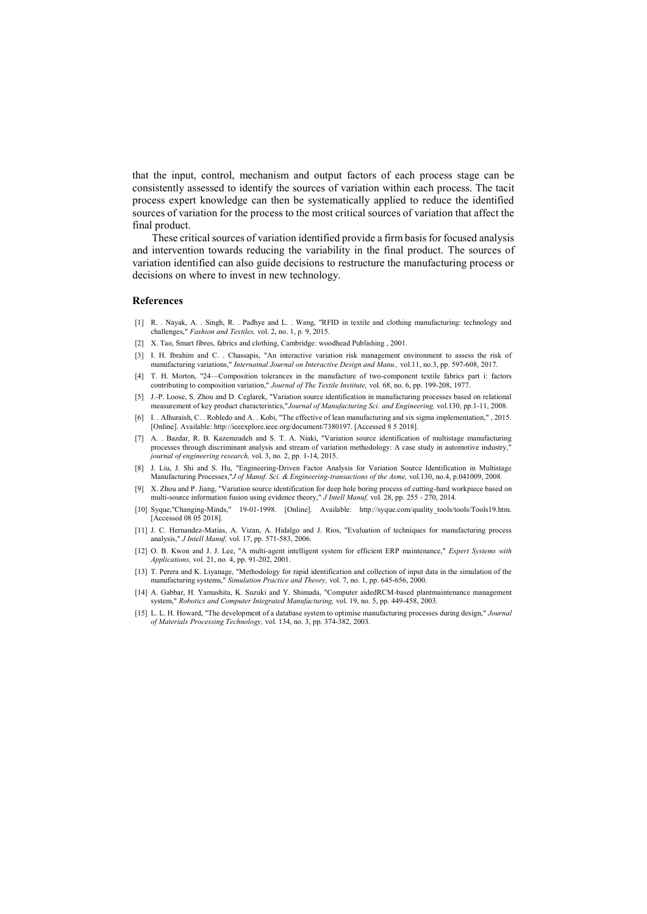that the input, control, mechanism and output factors of each process stage can be consistently assessed to identify the sources of variation within each process. The tacit process expert knowledge can then be systematically applied to reduce the identified sources of variation for the process to the most critical sources of variation that affect the final product.

These critical sources of variation identified provide a firm basis for focused analysis and intervention towards reducing the variability in the final product. The sources of variation identified can also guide decisions to restructure the manufacturing process or decisions on where to invest in new technology.

## References

[1] R. . Nayak, A. . Singh, R. . Padhye and L. . Wang, "RFID in textile and clothing manufacturing: technology and challenges," *Fashion and Textiles,* vol. 2, no. 1, p. 9, 2015.

[2] X. Tao, Smart fibres, fabrics and clothing, Cambridge: woodhead Publishing , 2001.

[3] I. H. Ibrahim and C. . Chassapis, "An interactive variation risk management environment to assess the risk of manufacturing variations," *Internatnal Journal on Interactive Design and Manu.,* vol.11, no.3, pp. 597-608, 2017.

[4] T. H. Morton, "24—Composition tolerances in the manufacture of two-component textile fabrics part i: factors contributing to composition variation," *Journal of The Textile Institute,* vol. 68, no. 6, pp. 199-208, 1977.

[5] J.-P. Loose, S. Zhou and D. Ceglarek, "Variation source identification in manufacturing processes based on relational measurement of key product characteristics,"*Journal of Manufacturing Sci. and Engineering,* vol.130, pp.1-11, 2008.

[6] I. . Alhuraish, C. . Robledo and A. . Kobi, "The effective of lean manufacturing and six sigma implementation," , 2015. [Online]. Available: http://ieeexplore.ieee.org/document/7380197. [Accessed 8 5 2018].

[7] A. . Bazdar, R. B. Kazemzadeh and S. T. A. Niaki, "Variation source identification of multistage manufacturing processes through discriminant analysis and stream of variation methodology: A case study in automotive industry," *journal of engineering research,* vol. 3, no. 2, pp. 1-14, 2015.

[8] J. Liu, J. Shi and S. Hu, "Engineering-Driven Factor Analysis for Variation Source Identification in Multistage Manufacturing Processes,"*J of Manuf. Sci. & Engineering-transactions of the Asme,* vol.130, no.4, p.041009, 2008.

[9] X. Zhou and P. Jiang, "Variation source identification for deep hole boring process of cutting-hard workpiece based on multi-source information fusion using evidence theory," *J Intell Manuf,* vol. 28, pp. 255 - 270, 2014.

[10] Syque,"Changing-Minds," 19-01-1998. [Online]. Available: http://syque.com/quality_tools/tools/Tools19.htm. [Accessed 08 05 2018].

[11] J. C. Hernandez-Matias, A. Vizan, A. Hidalgo and J. Rios, "Evaluation of techniques for manufacturing process analysis," *J Intell Manuf,* vol. 17, pp. 571-583, 2006.

[12] O. B. Kwon and J. J. Lee, "A multi-agent intelligent system for efficient ERP maintenance," *Expert Systems with Applications,* vol. 21, no. 4, pp. 91-202, 2001.

[13] T. Perera and K. Liyanage, "Methodology for rapid identification and collection of input data in the simulation of the manufacturing systems," *Simulation Practice and Theory,* vol. 7, no. 1, pp. 645-656, 2000.

[14] A. Gabbar, H. Yamashita, K. Suzuki and Y. Shimada, "Computer aidedRCM-based plantmaintenance management system," *Robotics and Computer Integrated Manufacturing,* vol. 19, no. 5, pp. 449-458, 2003.

[15] L. L. H. Howard, "The development of a database system to optimise manufacturing processes during design," *Journal of Materials Processing Technology,* vol. 134, no. 3, pp. 374-382, 2003.